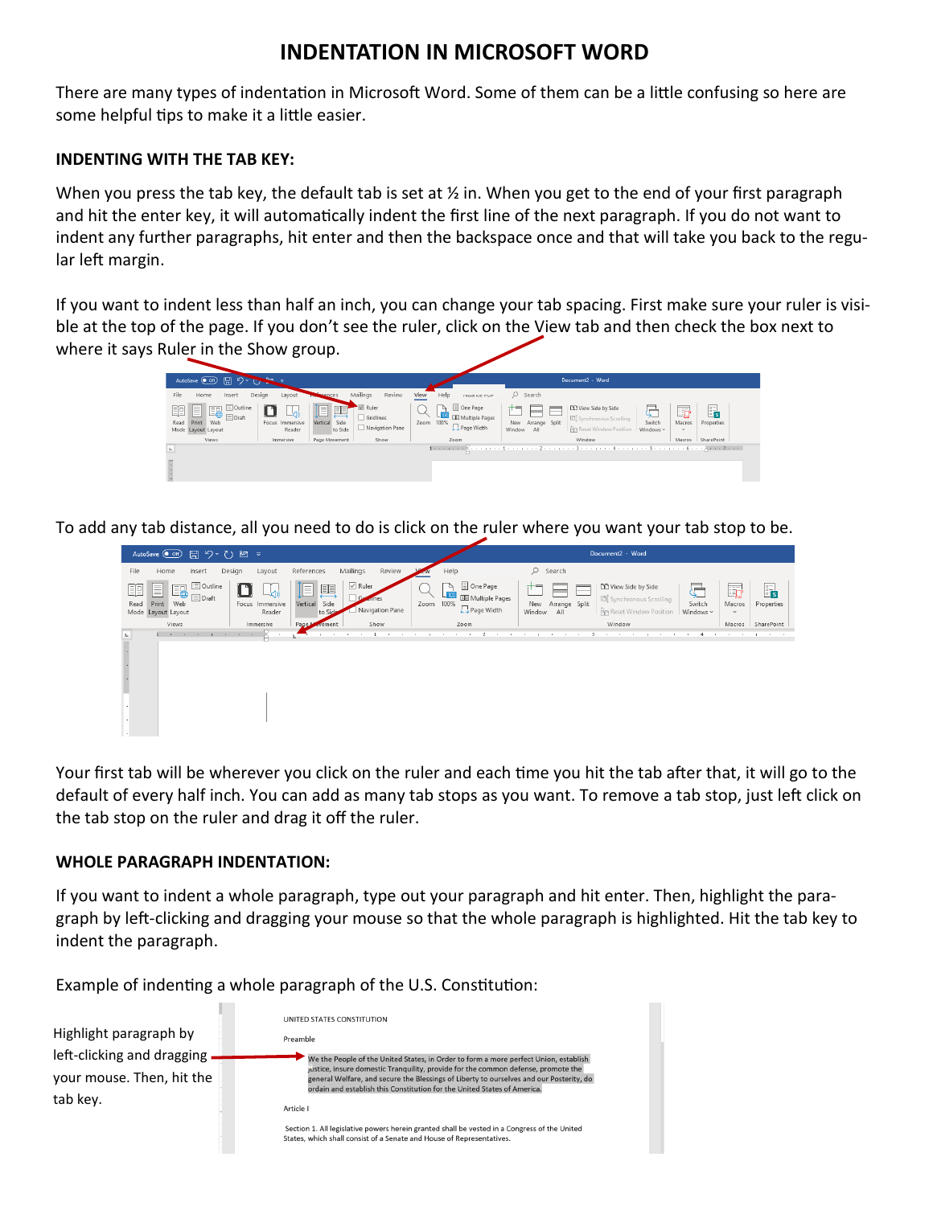# INDENTATION IN MICROSOFT WORD

There are many types of indentation in Microsoft Word. Some of them can be a little confusing so here are some helpful tips to make it a little easier.

**INDENTING WITH THE TAB KEY:**

When you press the tab key, the default tab is set at ½ in. When you get to the end of your first paragraph and hit the enter key, it will automatically indent the first line of the next paragraph. If you do not want to indent any further paragraphs, hit enter and then the backspace once and that will take you back to the regular left margin.

If you want to indent less than half an inch, you can change your tab spacing. First make sure your ruler is visible at the top of the page. If you don't see the ruler, click on the View tab and then check the box next to where it says Ruler in the Show group.

To add any tab distance, all you need to do is click on the ruler where you want your tab stop to be.

Your first tab will be wherever you click on the ruler and each time you hit the tab after that, it will go to the default of every half inch. You can add as many tab stops as you want. To remove a tab stop, just left click on the tab stop on the ruler and drag it off the ruler.

**WHOLE PARAGRAPH INDENTATION:**

If you want to indent a whole paragraph, type out your paragraph and hit enter. Then, highlight the paragraph by left-clicking and dragging your mouse so that the whole paragraph is highlighted. Hit the tab key to indent the paragraph.

Example of indenting a whole paragraph of the U.S. Constitution:

Highlight paragraph by left-clicking and dragging your mouse. Then, hit the tab key.

UNITED STATES CONSTITUTION

Preamble

We the People of the United States, in Order to form a more perfect Union, establish Justice, insure domestic Tranquility, provide for the common defense, promote the general Welfare, and secure the Blessings of Liberty to ourselves and our Posterity, do ordain and establish this Constitution for the United States of America.

Article I

Section 1. All legislative powers herein granted shall be vested in a Congress of the United States, which shall consist of a Senate and House of Representatives.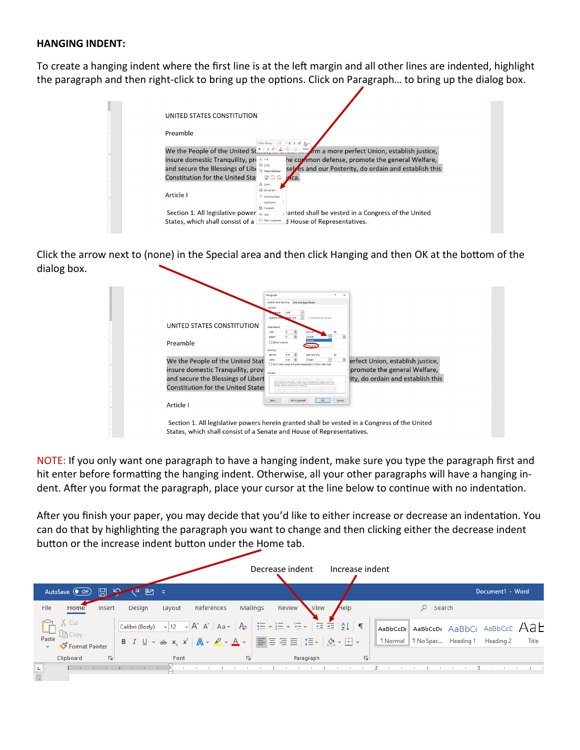**HANGING INDENT:**

To create a hanging indent where the first line is at the left margin and all other lines are indented, highlight the paragraph and then right-click to bring up the options. Click on Paragraph… to bring up the dialog box.

Click the arrow next to (none) in the Special area and then click Hanging and then OK at the bottom of the dialog box.

NOTE: If you only want one paragraph to have a hanging indent, make sure you type the paragraph first and hit enter before formatting the hanging indent. Otherwise, all your other paragraphs will have a hanging indent. After you format the paragraph, place your cursor at the line below to continue with no indentation.

After you finish your paper, you may decide that you'd like to either increase or decrease an indentation. You can do that by highlighting the paragraph you want to change and then clicking either the decrease indent button or the increase indent button under the Home tab.

Decrease indent

Increase indent